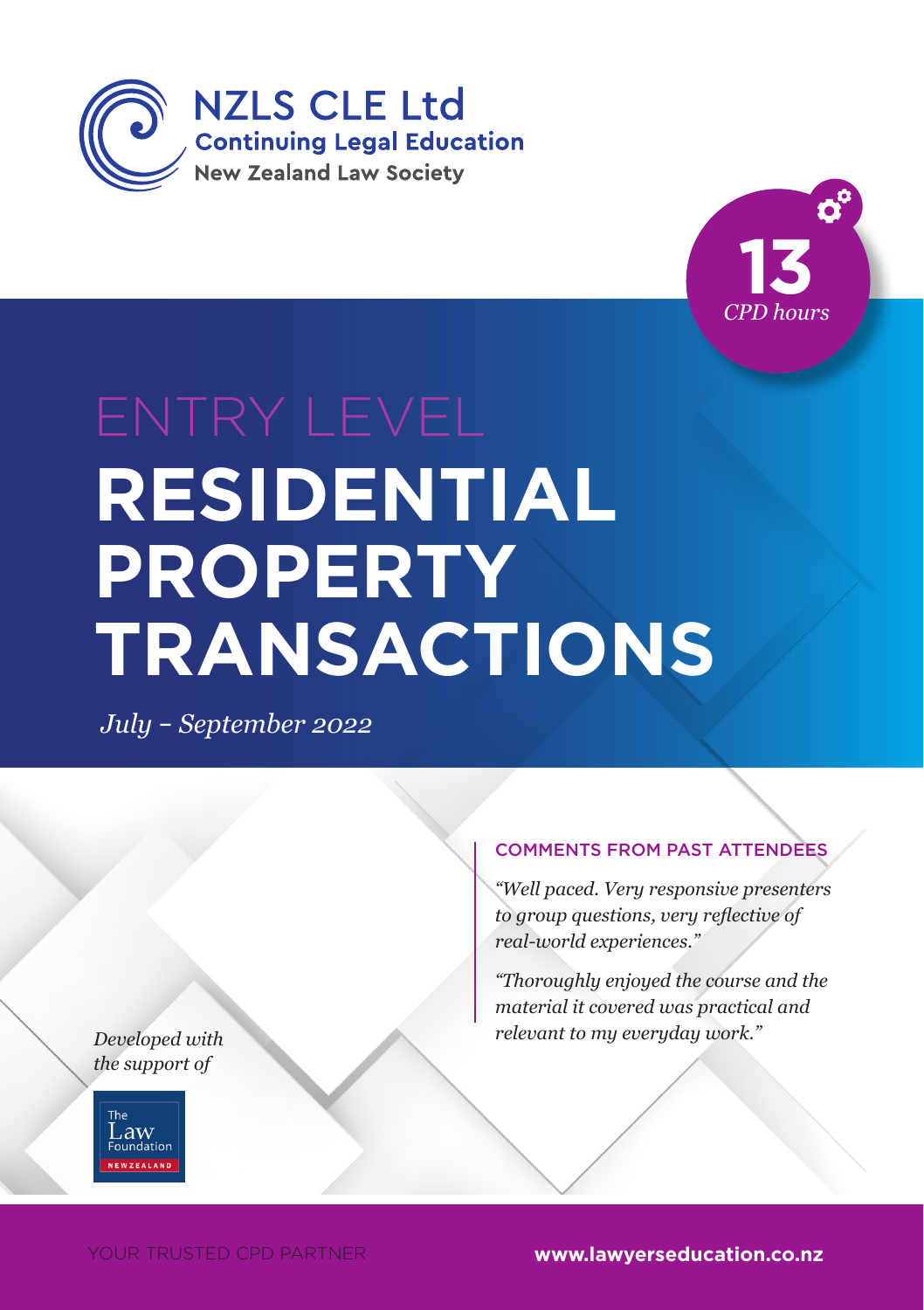NZLS CLE Ltd
**Continuing Legal Education**
**New Zealand Law Society**

**13** *CPD hours*

# ENTRY LEVEL
# RESIDENTIAL PROPERTY TRANSACTIONS

*July – September 2022*

## COMMENTS FROM PAST ATTENDEES

*"Well paced. Very responsive presenters to group questions, very reflective of real-world experiences."*

*"Thoroughly enjoyed the course and the material it covered was practical and relevant to my everyday work."*

*Developed with the support of*

The Law Foundation NEW ZEALAND

YOUR TRUSTED CPD PARTNER

**www.lawyerseducation.co.nz**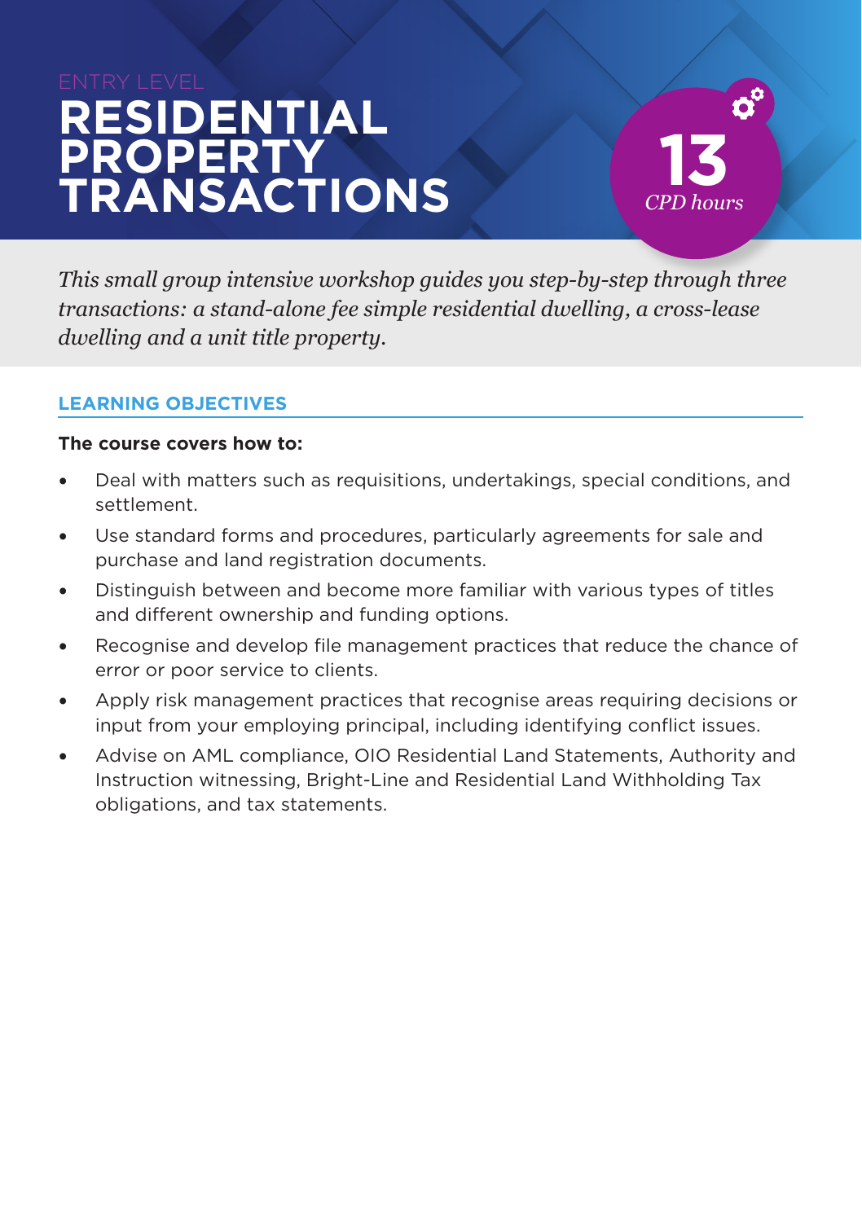ENTRY LEVEL

# RESIDENTIAL PROPERTY TRANSACTIONS

**13**
*CPD hours*

*This small group intensive workshop guides you step-by-step through three transactions: a stand-alone fee simple residential dwelling, a cross-lease dwelling and a unit title property.*

## LEARNING OBJECTIVES

**The course covers how to:**

- Deal with matters such as requisitions, undertakings, special conditions, and settlement.
- Use standard forms and procedures, particularly agreements for sale and purchase and land registration documents.
- Distinguish between and become more familiar with various types of titles and different ownership and funding options.
- Recognise and develop file management practices that reduce the chance of error or poor service to clients.
- Apply risk management practices that recognise areas requiring decisions or input from your employing principal, including identifying conflict issues.
- Advise on AML compliance, OIO Residential Land Statements, Authority and Instruction witnessing, Bright-Line and Residential Land Withholding Tax obligations, and tax statements.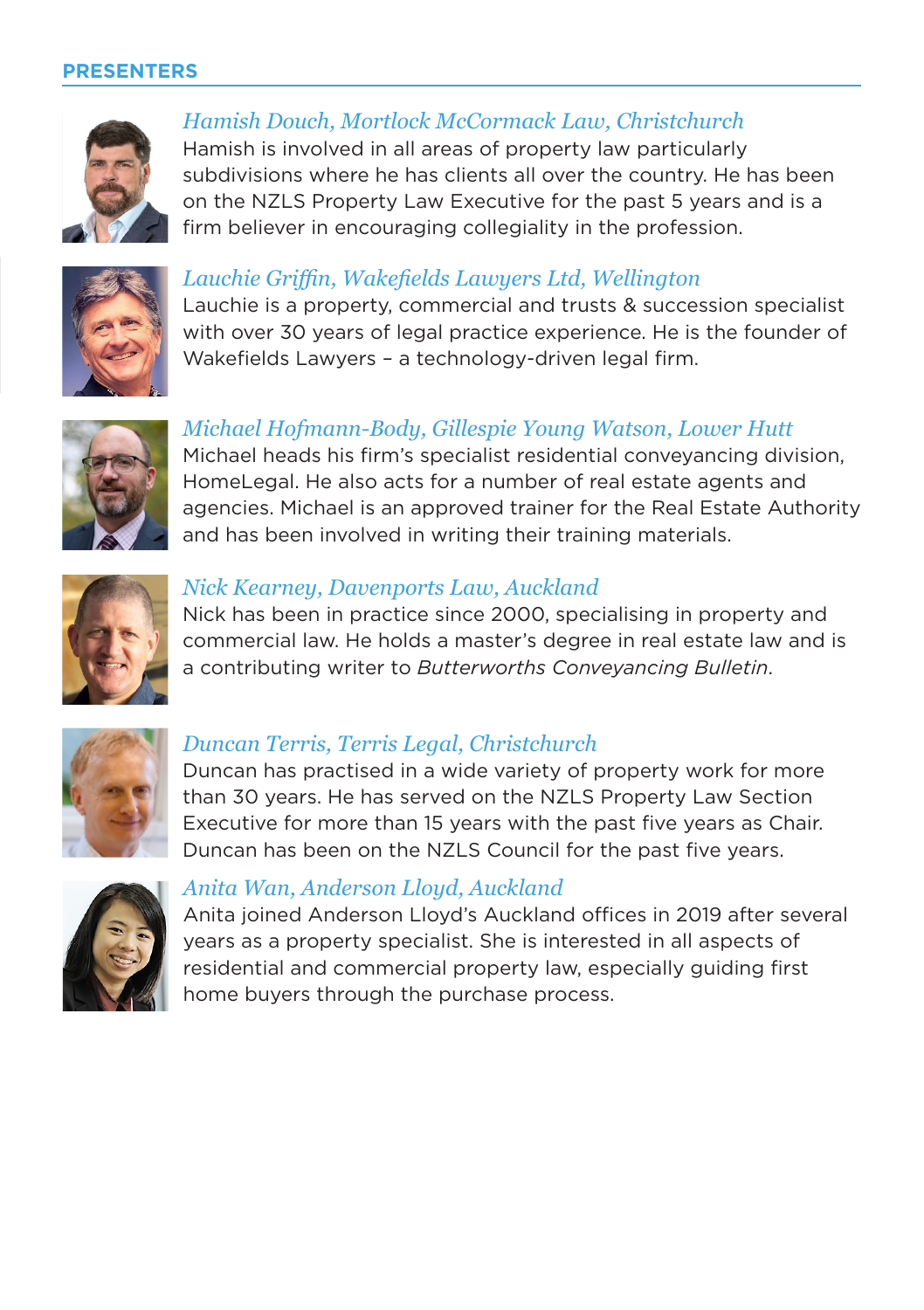## PRESENTERS

### *Hamish Douch, Mortlock McCormack Law, Christchurch*

Hamish is involved in all areas of property law particularly subdivisions where he has clients all over the country. He has been on the NZLS Property Law Executive for the past 5 years and is a firm believer in encouraging collegiality in the profession.

### *Lauchie Griffin, Wakefields Lawyers Ltd, Wellington*

Lauchie is a property, commercial and trusts & succession specialist with over 30 years of legal practice experience. He is the founder of Wakefields Lawyers – a technology-driven legal firm.

### *Michael Hofmann-Body, Gillespie Young Watson, Lower Hutt*

Michael heads his firm's specialist residential conveyancing division, HomeLegal. He also acts for a number of real estate agents and agencies. Michael is an approved trainer for the Real Estate Authority and has been involved in writing their training materials.

### *Nick Kearney, Davenports Law, Auckland*

Nick has been in practice since 2000, specialising in property and commercial law. He holds a master's degree in real estate law and is a contributing writer to *Butterworths Conveyancing Bulletin*.

### *Duncan Terris, Terris Legal, Christchurch*

Duncan has practised in a wide variety of property work for more than 30 years. He has served on the NZLS Property Law Section Executive for more than 15 years with the past five years as Chair. Duncan has been on the NZLS Council for the past five years.

### *Anita Wan, Anderson Lloyd, Auckland*

Anita joined Anderson Lloyd's Auckland offices in 2019 after several years as a property specialist. She is interested in all aspects of residential and commercial property law, especially guiding first home buyers through the purchase process.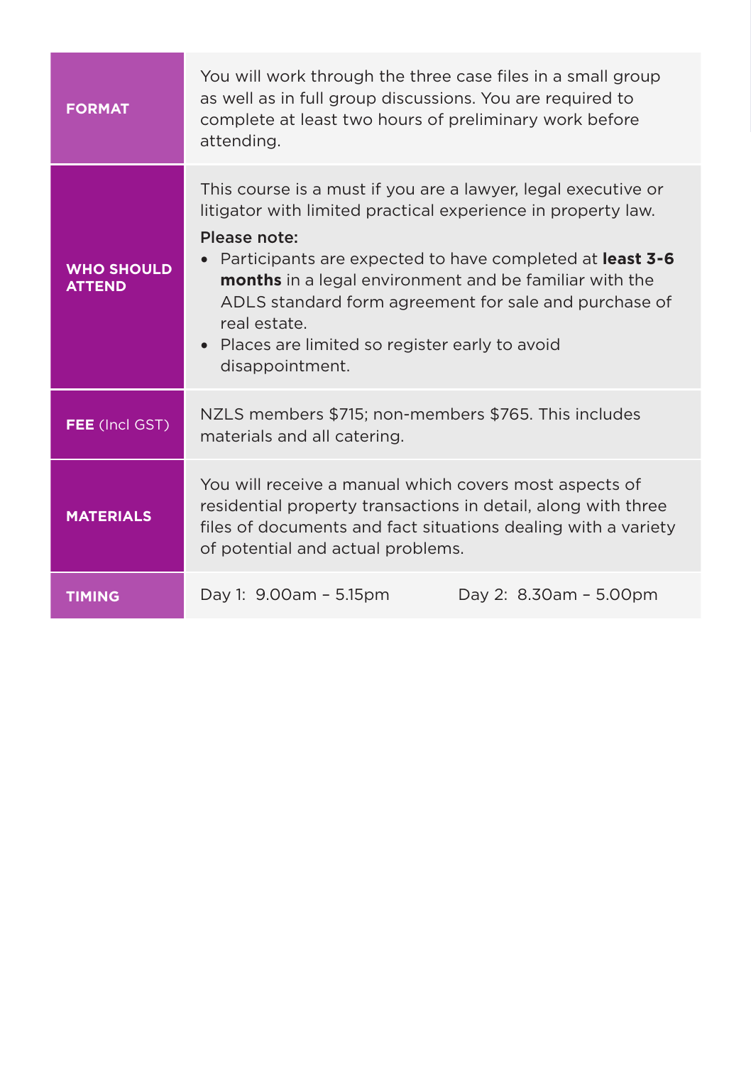| | |
|---|---|
| **FORMAT** | You will work through the three case files in a small group as well as in full group discussions. You are required to complete at least two hours of preliminary work before attending. |
| **WHO SHOULD ATTEND** | This course is a must if you are a lawyer, legal executive or litigator with limited practical experience in property law.<br>**Please note:**<br>• Participants are expected to have completed at **least 3-6 months** in a legal environment and be familiar with the ADLS standard form agreement for sale and purchase of real estate.<br>• Places are limited so register early to avoid disappointment. |
| **FEE** (Incl GST) | NZLS members $715; non-members $765. This includes materials and all catering. |
| **MATERIALS** | You will receive a manual which covers most aspects of residential property transactions in detail, along with three files of documents and fact situations dealing with a variety of potential and actual problems. |
| **TIMING** | Day 1: 9.00am – 5.15pm &nbsp;&nbsp;&nbsp;&nbsp; Day 2: 8.30am – 5.00pm |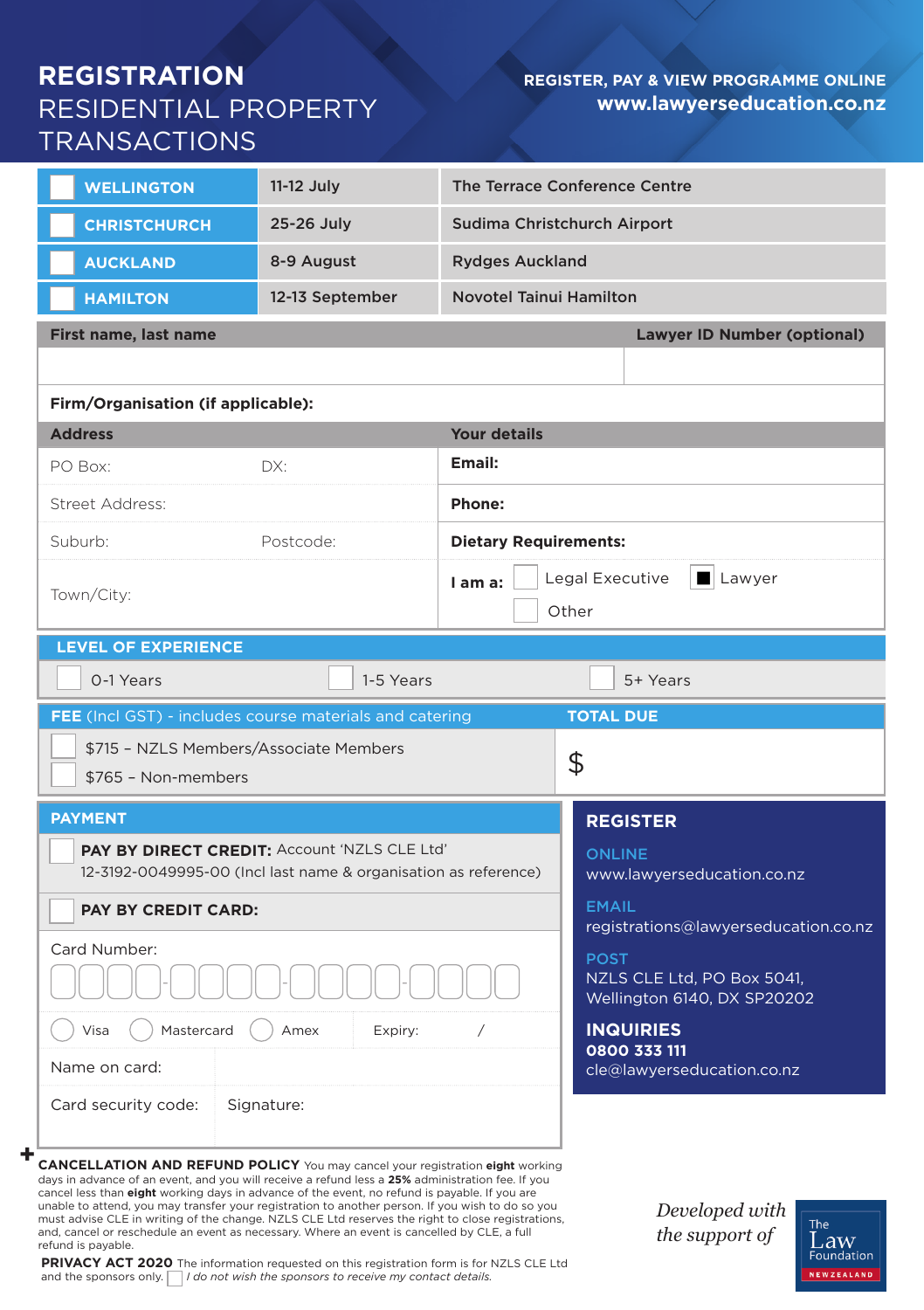# REGISTRATION

## RESIDENTIAL PROPERTY TRANSACTIONS

**REGISTER, PAY & VIEW PROGRAMME ONLINE**
**www.lawyerseducation.co.nz**

| | | |
|---|---|---|
| ☐ **WELLINGTON** | 11-12 July | The Terrace Conference Centre |
| ☐ **CHRISTCHURCH** | 25-26 July | Sudima Christchurch Airport |
| ☐ **AUCKLAND** | 8-9 August | Rydges Auckland |
| ☐ **HAMILTON** | 12-13 September | Novotel Tainui Hamilton |

| First name, last name | Lawyer ID Number (optional) |
|---|---|
| | |

**Firm/Organisation (if applicable):**

| Address | | Your details |
|---|---|---|
| PO Box: | DX: | **Email:** |
| Street Address: | | **Phone:** |
| Suburb: | Postcode: | **Dietary Requirements:** |
| Town/City: | | **I am a:** ☐ Legal Executive ■ Lawyer ☐ Other |

**LEVEL OF EXPERIENCE**

☐ 0-1 Years ☐ 1-5 Years ☐ 5+ Years

| **FEE** (Incl GST) - includes course materials and catering | **TOTAL DUE** |
|---|---|
| ☐ $715 – NZLS Members/Associate Members<br>☐ $765 – Non-members | $ |

**PAYMENT**

☐ **PAY BY DIRECT CREDIT:** Account 'NZLS CLE Ltd' 12-3192-0049995-00 (Incl last name & organisation as reference)

☐ **PAY BY CREDIT CARD:**

Card Number: ☐☐☐☐-☐☐☐☐-☐☐☐☐-☐☐☐☐

○ Visa ○ Mastercard ○ Amex Expiry: /

Name on card:

Card security code: Signature:

**REGISTER**

**ONLINE**
www.lawyerseducation.co.nz

**EMAIL**
registrations@lawyerseducation.co.nz

**POST**
NZLS CLE Ltd, PO Box 5041,
Wellington 6140, DX SP20202

**INQUIRIES**
**0800 333 111**
cle@lawyerseducation.co.nz

**CANCELLATION AND REFUND POLICY** You may cancel your registration **eight** working days in advance of an event, and you will receive a refund less a **25%** administration fee. If you cancel less than **eight** working days in advance of the event, no refund is payable. If you are unable to attend, you may transfer your registration to another person. If you wish to do so you must advise CLE in writing of the change. NZLS CLE Ltd reserves the right to close registrations, and, cancel or reschedule an event as necessary. Where an event is cancelled by CLE, a full refund is payable.

**PRIVACY ACT 2020** The information requested on this registration form is for NZLS CLE Ltd and the sponsors only. ☐ *I do not wish the sponsors to receive my contact details.*

*Developed with the support of*

The Law Foundation NEW ZEALAND